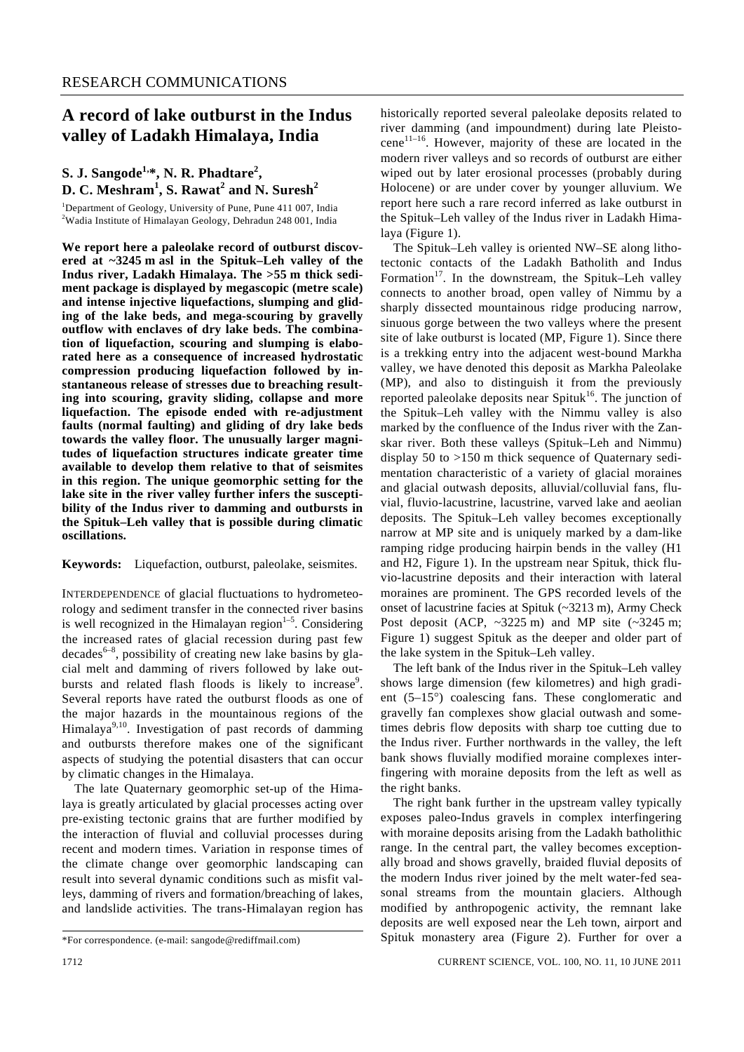# A record of lake outburst in the Indus valley of Ladakh Himalaya, India

**S. J. Sangode[1,*], N. R. Phadtare[2], D. C. Meshram[1], S. Rawat[2] and N. Suresh[2]**

[1]Department of Geology, University of Pune, Pune 411 007, India
[2]Wadia Institute of Himalayan Geology, Dehradun 248 001, India

**We report here a paleolake record of outburst discovered at ~3245 m asl in the Spituk–Leh valley of the Indus river, Ladakh Himalaya. The >55 m thick sediment package is displayed by megascopic (metre scale) and intense injective liquefactions, slumping and gliding of the lake beds, and mega-scouring by gravelly outflow with enclaves of dry lake beds. The combination of liquefaction, scouring and slumping is elaborated here as a consequence of increased hydrostatic compression producing liquefaction followed by instantaneous release of stresses due to breaching resulting into scouring, gravity sliding, collapse and more liquefaction. The episode ended with re-adjustment faults (normal faulting) and gliding of dry lake beds towards the valley floor. The unusually larger magnitudes of liquefaction structures indicate greater time available to develop them relative to that of seismites in this region. The unique geomorphic setting for the lake site in the river valley further infers the susceptibility of the Indus river to damming and outbursts in the Spituk–Leh valley that is possible during climatic oscillations.**

**Keywords:** Liquefaction, outburst, paleolake, seismites.

INTERDEPENDENCE of glacial fluctuations to hydrometeorology and sediment transfer in the connected river basins is well recognized in the Himalayan region[1–5]. Considering the increased rates of glacial recession during past few decades[6–8], possibility of creating new lake basins by glacial melt and damming of rivers followed by lake outbursts and related flash floods is likely to increase[9]. Several reports have rated the outburst floods as one of the major hazards in the mountainous regions of the Himalaya[9,10]. Investigation of past records of damming and outbursts therefore makes one of the significant aspects of studying the potential disasters that can occur by climatic changes in the Himalaya.

The late Quaternary geomorphic set-up of the Himalaya is greatly articulated by glacial processes acting over pre-existing tectonic grains that are further modified by the interaction of fluvial and colluvial processes during recent and modern times. Variation in response times of the climate change over geomorphic landscaping can result into several dynamic conditions such as misfit valleys, damming of rivers and formation/breaching of lakes, and landslide activities. The trans-Himalayan region has historically reported several paleolake deposits related to river damming (and impoundment) during late Pleistocene[11–16]. However, majority of these are located in the modern river valleys and so records of outburst are either wiped out by later erosional processes (probably during Holocene) or are under cover by younger alluvium. We report here such a rare record inferred as lake outburst in the Spituk–Leh valley of the Indus river in Ladakh Himalaya (Figure 1).

The Spituk–Leh valley is oriented NW–SE along lithotectonic contacts of the Ladakh Batholith and Indus Formation[17]. In the downstream, the Spituk–Leh valley connects to another broad, open valley of Nimmu by a sharply dissected mountainous ridge producing narrow, sinuous gorge between the two valleys where the present site of lake outburst is located (MP, Figure 1). Since there is a trekking entry into the adjacent west-bound Markha valley, we have denoted this deposit as Markha Paleolake (MP), and also to distinguish it from the previously reported paleolake deposits near Spituk[16]. The junction of the Spituk–Leh valley with the Nimmu valley is also marked by the confluence of the Indus river with the Zanskar river. Both these valleys (Spituk–Leh and Nimmu) display 50 to >150 m thick sequence of Quaternary sedimentation characteristic of a variety of glacial moraines and glacial outwash deposits, alluvial/colluvial fans, fluvial, fluvio-lacustrine, lacustrine, varved lake and aeolian deposits. The Spituk–Leh valley becomes exceptionally narrow at MP site and is uniquely marked by a dam-like ramping ridge producing hairpin bends in the valley (H1 and H2, Figure 1). In the upstream near Spituk, thick fluvio-lacustrine deposits and their interaction with lateral moraines are prominent. The GPS recorded levels of the onset of lacustrine facies at Spituk (~3213 m), Army Check Post deposit (ACP, ~3225 m) and MP site (~3245 m; Figure 1) suggest Spituk as the deeper and older part of the lake system in the Spituk–Leh valley.

The left bank of the Indus river in the Spituk–Leh valley shows large dimension (few kilometres) and high gradient (5–15°) coalescing fans. These conglomeratic and gravelly fan complexes show glacial outwash and sometimes debris flow deposits with sharp toe cutting due to the Indus river. Further northwards in the valley, the left bank shows fluvially modified moraine complexes interfingering with moraine deposits from the left as well as the right banks.

The right bank further in the upstream valley typically exposes paleo-Indus gravels in complex interfingering with moraine deposits arising from the Ladakh batholithic range. In the central part, the valley becomes exceptionally broad and shows gravelly, braided fluvial deposits of the modern Indus river joined by the melt water-fed seasonal streams from the mountain glaciers. Although modified by anthropogenic activity, the remnant lake deposits are well exposed near the Leh town, airport and Spituk monastery area (Figure 2). Further for over a

*For correspondence. (e-mail: sangode@rediffmail.com)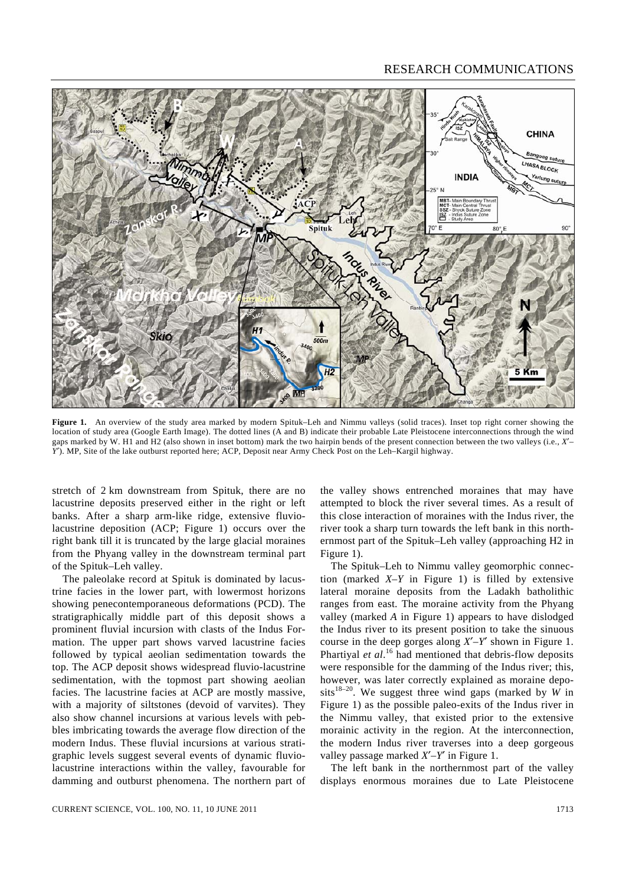**Figure 1.** An overview of the study area marked by modern Spituk–Leh and Nimmu valleys (solid traces). Inset top right corner showing the location of study area (Google Earth Image). The dotted lines (A and B) indicate their probable Late Pleistocene interconnections through the wind gaps marked by W. H1 and H2 (also shown in inset bottom) mark the two hairpin bends of the present connection between the two valleys (i.e., $X'$–$Y'$). MP, Site of the lake outburst reported here; ACP, Deposit near Army Check Post on the Leh–Kargil highway.

stretch of 2 km downstream from Spituk, there are no lacustrine deposits preserved either in the right or left banks. After a sharp arm-like ridge, extensive fluvio-lacustrine deposition (ACP; Figure 1) occurs over the right bank till it is truncated by the large glacial moraines from the Phyang valley in the downstream terminal part of the Spituk–Leh valley.

The paleolake record at Spituk is dominated by lacustrine facies in the lower part, with lowermost horizons showing penecontemporaneous deformations (PCD). The stratigraphically middle part of this deposit shows a prominent fluvial incursion with clasts of the Indus Formation. The upper part shows varved lacustrine facies followed by typical aeolian sedimentation towards the top. The ACP deposit shows widespread fluvio-lacustrine sedimentation, with the topmost part showing aeolian facies. The lacustrine facies at ACP are mostly massive, with a majority of siltstones (devoid of varvites). They also show channel incursions at various levels with pebbles imbricating towards the average flow direction of the modern Indus. These fluvial incursions at various stratigraphic levels suggest several events of dynamic fluvio-lacustrine interactions within the valley, favourable for damming and outburst phenomena. The northern part of the valley shows entrenched moraines that may have attempted to block the river several times. As a result of this close interaction of moraines with the Indus river, the river took a sharp turn towards the left bank in this northernmost part of the Spituk–Leh valley (approaching H2 in Figure 1).

The Spituk–Leh to Nimmu valley geomorphic connection (marked $X$–$Y$ in Figure 1) is filled by extensive lateral moraine deposits from the Ladakh batholithic ranges from east. The moraine activity from the Phyang valley (marked *A* in Figure 1) appears to have dislodged the Indus river to its present position to take the sinuous course in the deep gorges along $X'$–$Y'$ shown in Figure 1. Phartiyal *et al.*[16] had mentioned that debris-flow deposits were responsible for the damming of the Indus river; this, however, was later correctly explained as moraine deposits[18–20]. We suggest three wind gaps (marked by *W* in Figure 1) as the possible paleo-exits of the Indus river in the Nimmu valley, that existed prior to the extensive morainic activity in the region. At the interconnection, the modern Indus river traverses into a deep gorgeous valley passage marked $X'$–$Y'$ in Figure 1.

The left bank in the northernmost part of the valley displays enormous moraines due to Late Pleistocene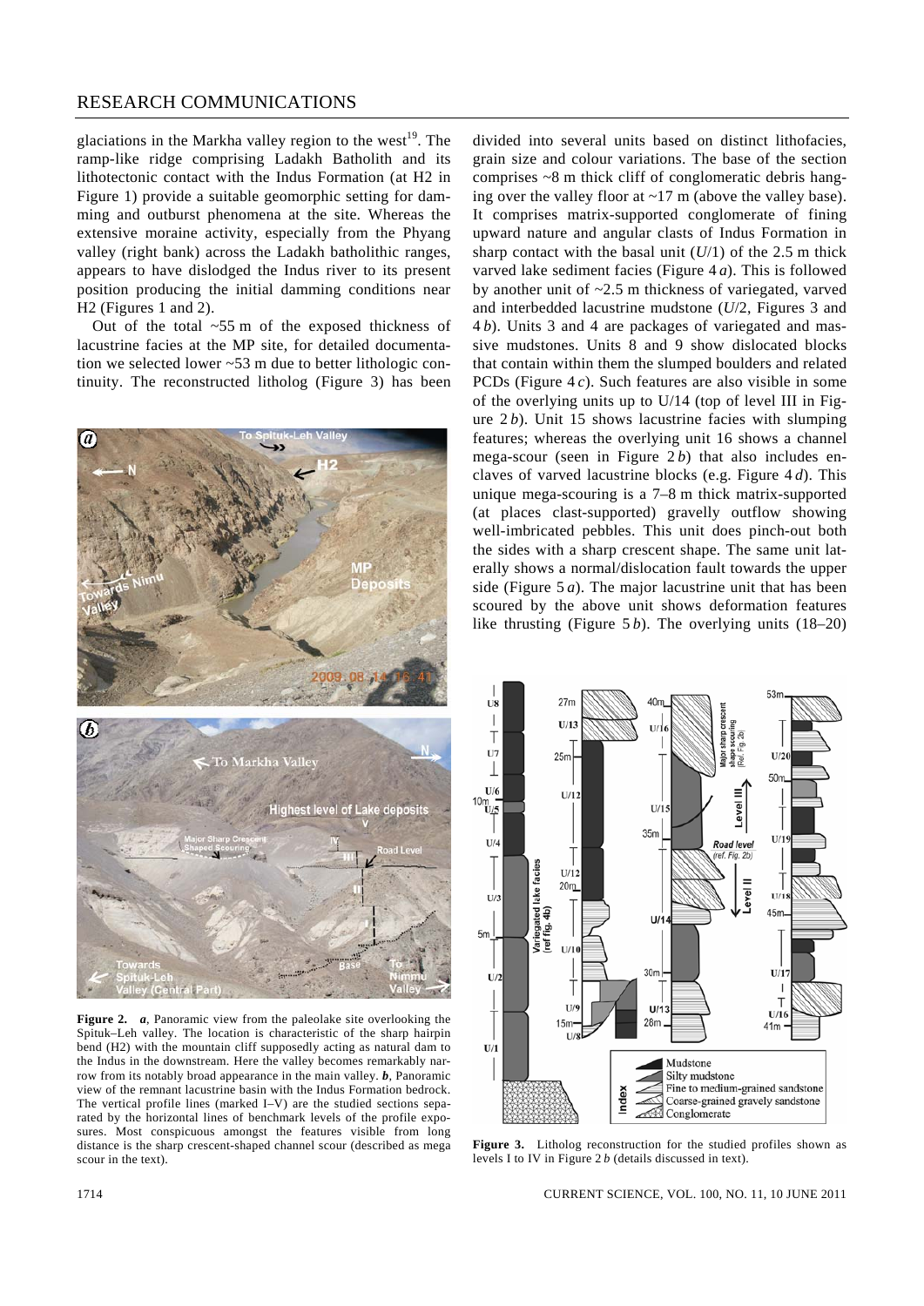glaciations in the Markha valley region to the west[19]. The ramp-like ridge comprising Ladakh Batholith and its lithotectonic contact with the Indus Formation (at H2 in Figure 1) provide a suitable geomorphic setting for damming and outburst phenomena at the site. Whereas the extensive moraine activity, especially from the Phyang valley (right bank) across the Ladakh batholithic ranges, appears to have dislodged the Indus river to its present position producing the initial damming conditions near H2 (Figures 1 and 2).

Out of the total ~55 m of the exposed thickness of lacustrine facies at the MP site, for detailed documentation we selected lower ~53 m due to better lithologic continuity. The reconstructed litholog (Figure 3) has been divided into several units based on distinct lithofacies, grain size and colour variations. The base of the section comprises ~8 m thick cliff of conglomeratic debris hanging over the valley floor at ~17 m (above the valley base). It comprises matrix-supported conglomerate of fining upward nature and angular clasts of Indus Formation in sharp contact with the basal unit (*U*/1) of the 2.5 m thick varved lake sediment facies (Figure 4 *a*). This is followed by another unit of ~2.5 m thickness of variegated, varved and interbedded lacustrine mudstone (*U*/2, Figures 3 and 4 *b*). Units 3 and 4 are packages of variegated and massive mudstones. Units 8 and 9 show dislocated blocks that contain within them the slumped boulders and related PCDs (Figure 4 *c*). Such features are also visible in some of the overlying units up to U/14 (top of level III in Figure 2 *b*). Unit 15 shows lacustrine facies with slumping features; whereas the overlying unit 16 shows a channel mega-scour (seen in Figure 2 *b*) that also includes enclaves of varved lacustrine blocks (e.g. Figure 4 *d*). This unique mega-scouring is a 7–8 m thick matrix-supported (at places clast-supported) gravelly outflow showing well-imbricated pebbles. This unit does pinch-out both the sides with a sharp crescent shape. The same unit laterally shows a normal/dislocation fault towards the upper side (Figure 5 *a*). The major lacustrine unit that has been scoured by the above unit shows deformation features like thrusting (Figure 5 *b*). The overlying units (18–20)

**Figure 2.** ***a***, Panoramic view from the paleolake site overlooking the Spituk–Leh valley. The location is characteristic of the sharp hairpin bend (H2) with the mountain cliff supposedly acting as natural dam to the Indus in the downstream. Here the valley becomes remarkably narrow from its notably broad appearance in the main valley. ***b***, Panoramic view of the remnant lacustrine basin with the Indus Formation bedrock. The vertical profile lines (marked I–V) are the studied sections separated by the horizontal lines of benchmark levels of the profile exposures. Most conspicuous amongst the features visible from long distance is the sharp crescent-shaped channel scour (described as mega scour in the text).

**Figure 3.** Litholog reconstruction for the studied profiles shown as levels I to IV in Figure 2 *b* (details discussed in text).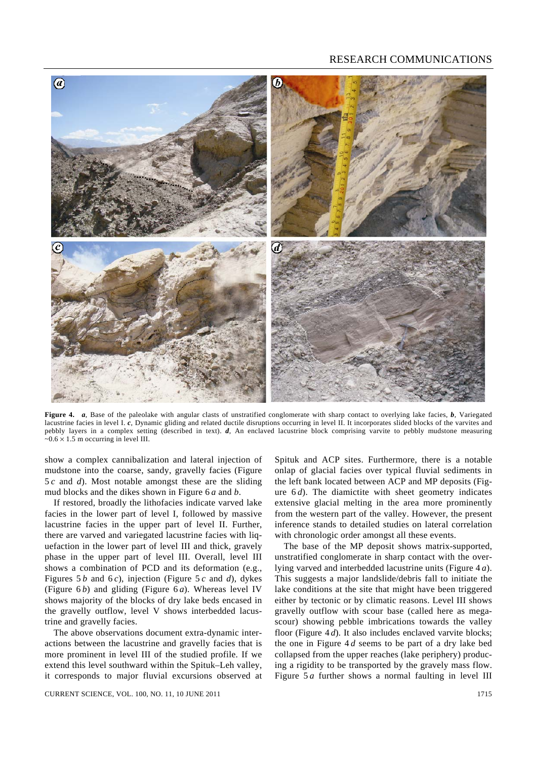**Figure 4.** ***a***, Base of the paleolake with angular clasts of unstratified conglomerate with sharp contact to overlying lake facies, ***b***, Variegated lacustrine facies in level I. ***c***, Dynamic gliding and related ductile disruptions occurring in level II. It incorporates slided blocks of the varvites and pebbly layers in a complex setting (described in text). ***d***, An enclaved lacustrine block comprising varvite to pebbly mudstone measuring ~0.6 × 1.5 m occurring in level III.

show a complex cannibalization and lateral injection of mudstone into the coarse, sandy, gravelly facies (Figure 5 *c* and *d*). Most notable amongst these are the sliding mud blocks and the dikes shown in Figure 6 *a* and *b*.

If restored, broadly the lithofacies indicate varved lake facies in the lower part of level I, followed by massive lacustrine facies in the upper part of level II. Further, there are varved and variegated lacustrine facies with liquefaction in the lower part of level III and thick, gravely phase in the upper part of level III. Overall, level III shows a combination of PCD and its deformation (e.g., Figures 5 *b* and 6 *c*), injection (Figure 5 *c* and *d*), dykes (Figure 6 *b*) and gliding (Figure 6 *a*). Whereas level IV shows majority of the blocks of dry lake beds encased in the gravelly outflow, level V shows interbedded lacustrine and gravelly facies.

The above observations document extra-dynamic interactions between the lacustrine and gravelly facies that is more prominent in level III of the studied profile. If we extend this level southward within the Spituk–Leh valley, it corresponds to major fluvial excursions observed at Spituk and ACP sites. Furthermore, there is a notable onlap of glacial facies over typical fluvial sediments in the left bank located between ACP and MP deposits (Figure 6 *d*). The diamictite with sheet geometry indicates extensive glacial melting in the area more prominently from the western part of the valley. However, the present inference stands to detailed studies on lateral correlation with chronologic order amongst all these events.

The base of the MP deposit shows matrix-supported, unstratified conglomerate in sharp contact with the overlying varved and interbedded lacustrine units (Figure 4 *a*). This suggests a major landslide/debris fall to initiate the lake conditions at the site that might have been triggered either by tectonic or by climatic reasons. Level III shows gravelly outflow with scour base (called here as megascour) showing pebble imbrications towards the valley floor (Figure 4 *d*). It also includes enclaved varvite blocks; the one in Figure 4 *d* seems to be part of a dry lake bed collapsed from the upper reaches (lake periphery) producing a rigidity to be transported by the gravely mass flow. Figure 5 *a* further shows a normal faulting in level III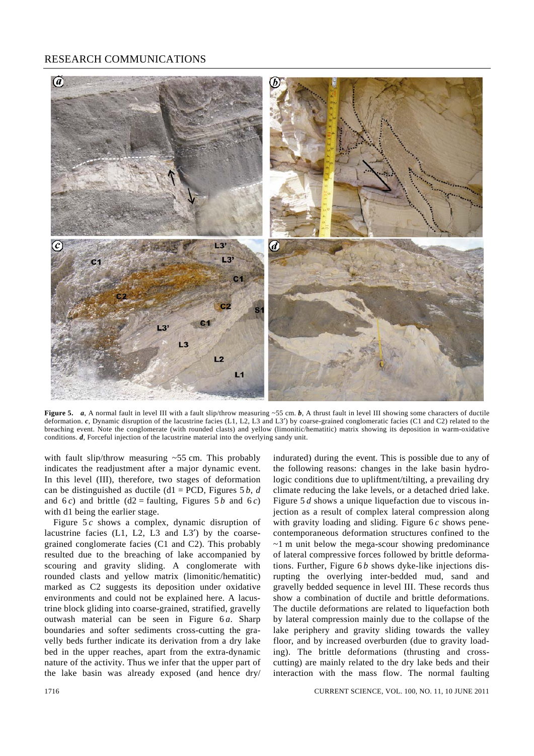**Figure 5.** ***a***, A normal fault in level III with a fault slip/throw measuring ~55 cm. ***b***, A thrust fault in level III showing some characters of ductile deformation. ***c***, Dynamic disruption of the lacustrine facies (L1, L2, L3 and L3′) by coarse-grained conglomeratic facies (C1 and C2) related to the breaching event. Note the conglomerate (with rounded clasts) and yellow (limonitic/hematitic) matrix showing its deposition in warm-oxidative conditions. ***d***, Forceful injection of the lacustrine material into the overlying sandy unit.

with fault slip/throw measuring ~55 cm. This probably indicates the readjustment after a major dynamic event. In this level (III), therefore, two stages of deformation can be distinguished as ductile (d1 = PCD, Figures 5 *b*, *d* and 6 *c*) and brittle (d2 = faulting, Figures 5 *b* and 6 *c*) with d1 being the earlier stage.

Figure 5 *c* shows a complex, dynamic disruption of lacustrine facies (L1, L2, L3 and L3′) by the coarse-grained conglomerate facies (C1 and C2). This probably resulted due to the breaching of lake accompanied by scouring and gravity sliding. A conglomerate with rounded clasts and yellow matrix (limonitic/hematitic) marked as C2 suggests its deposition under oxidative environments and could not be explained here. A lacustrine block gliding into coarse-grained, stratified, gravelly outwash material can be seen in Figure 6 *a*. Sharp boundaries and softer sediments cross-cutting the gravelly beds further indicate its derivation from a dry lake bed in the upper reaches, apart from the extra-dynamic nature of the activity. Thus we infer that the upper part of the lake basin was already exposed (and hence dry/indurated) during the event. This is possible due to any of the following reasons: changes in the lake basin hydrologic conditions due to upliftment/tilting, a prevailing dry climate reducing the lake levels, or a detached dried lake. Figure 5 *d* shows a unique liquefaction due to viscous injection as a result of complex lateral compression along with gravity loading and sliding. Figure 6 *c* shows penecontemporaneous deformation structures confined to the ~1 m unit below the mega-scour showing predominance of lateral compressive forces followed by brittle deformations. Further, Figure 6 *b* shows dyke-like injections disrupting the overlying inter-bedded mud, sand and gravelly bedded sequence in level III. These records thus show a combination of ductile and brittle deformations. The ductile deformations are related to liquefaction both by lateral compression mainly due to the collapse of the lake periphery and gravity sliding towards the valley floor, and by increased overburden (due to gravity loading). The brittle deformations (thrusting and cross-cutting) are mainly related to the dry lake beds and their interaction with the mass flow. The normal faulting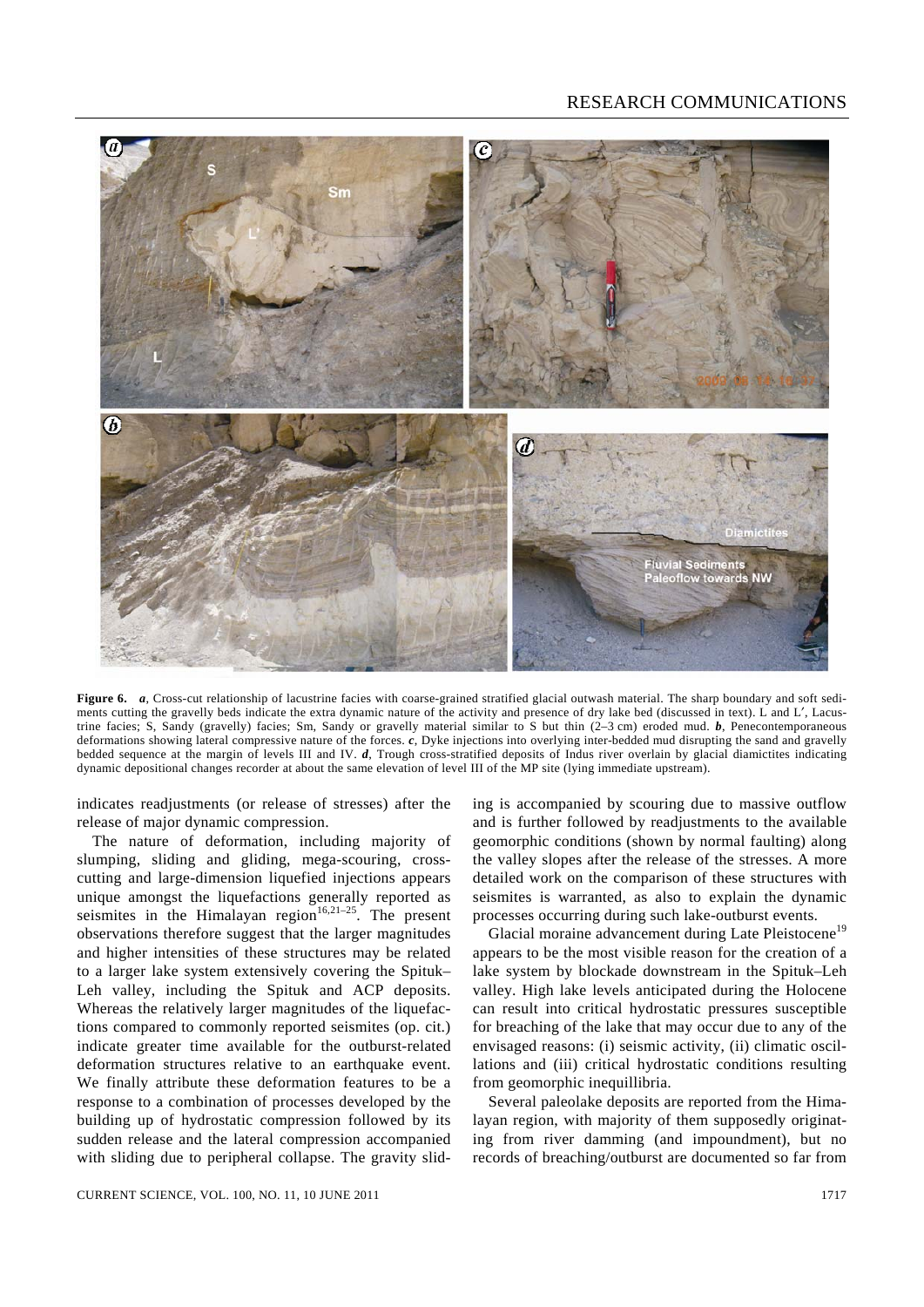**Figure 6.** *a*, Cross-cut relationship of lacustrine facies with coarse-grained stratified glacial outwash material. The sharp boundary and soft sediments cutting the gravelly beds indicate the extra dynamic nature of the activity and presence of dry lake bed (discussed in text). L and L′, Lacustrine facies; S, Sandy (gravelly) facies; Sm, Sandy or gravelly material similar to S but thin (2–3 cm) eroded mud. *b*, Penecontemporaneous deformations showing lateral compressive nature of the forces. *c*, Dyke injections into overlying inter-bedded mud disrupting the sand and gravelly bedded sequence at the margin of levels III and IV. *d*, Trough cross-stratified deposits of Indus river overlain by glacial diamictites indicating dynamic depositional changes recorder at about the same elevation of level III of the MP site (lying immediate upstream).

indicates readjustments (or release of stresses) after the release of major dynamic compression.

The nature of deformation, including majority of slumping, sliding and gliding, mega-scouring, cross-cutting and large-dimension liquefied injections appears unique amongst the liquefactions generally reported as seismites in the Himalayan region[16,21–25]. The present observations therefore suggest that the larger magnitudes and higher intensities of these structures may be related to a larger lake system extensively covering the Spituk–Leh valley, including the Spituk and ACP deposits. Whereas the relatively larger magnitudes of the liquefactions compared to commonly reported seismites (op. cit.) indicate greater time available for the outburst-related deformation structures relative to an earthquake event. We finally attribute these deformation features to be a response to a combination of processes developed by the building up of hydrostatic compression followed by its sudden release and the lateral compression accompanied with sliding due to peripheral collapse. The gravity sliding is accompanied by scouring due to massive outflow and is further followed by readjustments to the available geomorphic conditions (shown by normal faulting) along the valley slopes after the release of the stresses. A more detailed work on the comparison of these structures with seismites is warranted, as also to explain the dynamic processes occurring during such lake-outburst events.

Glacial moraine advancement during Late Pleistocene[19] appears to be the most visible reason for the creation of a lake system by blockade downstream in the Spituk–Leh valley. High lake levels anticipated during the Holocene can result into critical hydrostatic pressures susceptible for breaching of the lake that may occur due to any of the envisaged reasons: (i) seismic activity, (ii) climatic oscillations and (iii) critical hydrostatic conditions resulting from geomorphic inequillibria.

Several paleolake deposits are reported from the Himalayan region, with majority of them supposedly originating from river damming (and impoundment), but no records of breaching/outburst are documented so far from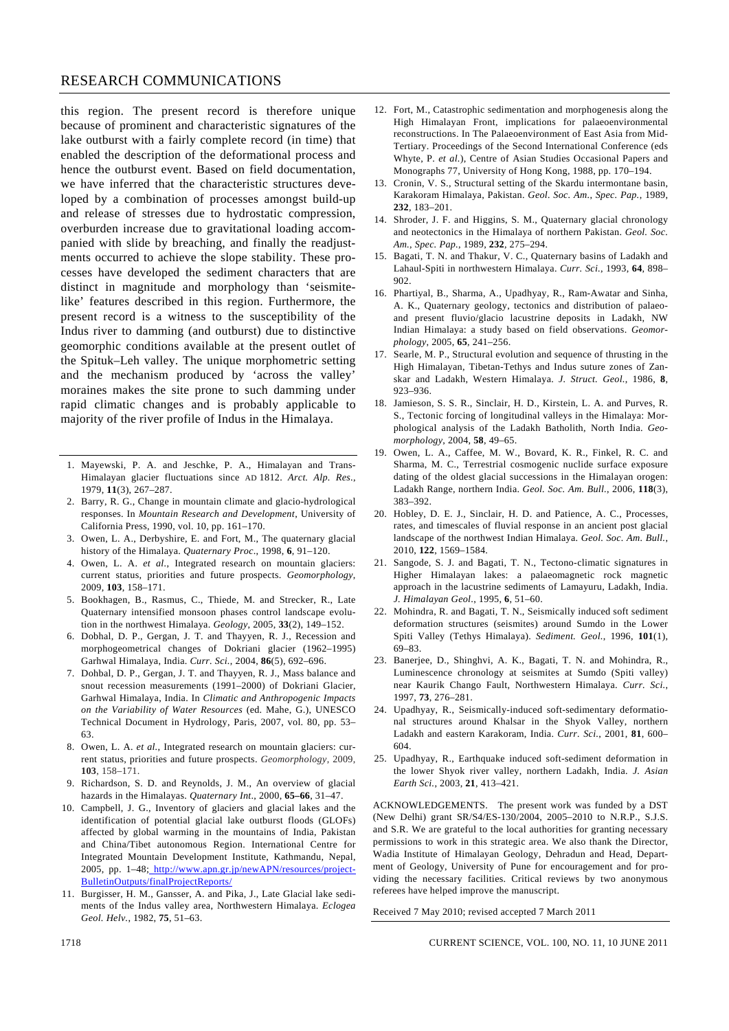this region. The present record is therefore unique because of prominent and characteristic signatures of the lake outburst with a fairly complete record (in time) that enabled the description of the deformational process and hence the outburst event. Based on field documentation, we have inferred that the characteristic structures developed by a combination of processes amongst build-up and release of stresses due to hydrostatic compression, overburden increase due to gravitational loading accompanied with slide by breaching, and finally the readjustments occurred to achieve the slope stability. These processes have developed the sediment characters that are distinct in magnitude and morphology than 'seismite-like' features described in this region. Furthermore, the present record is a witness to the susceptibility of the Indus river to damming (and outburst) due to distinctive geomorphic conditions available at the present outlet of the Spituk–Leh valley. The unique morphometric setting and the mechanism produced by 'across the valley' moraines makes the site prone to such damming under rapid climatic changes and is probably applicable to majority of the river profile of Indus in the Himalaya.

1. Mayewski, P. A. and Jeschke, P. A., Himalayan and Trans-Himalayan glacier fluctuations since AD 1812. *Arct. Alp. Res*., 1979, **11**(3), 267–287.
2. Barry, R. G., Change in mountain climate and glacio-hydrological responses. In *Mountain Research and Development*, University of California Press, 1990, vol. 10, pp. 161–170.
3. Owen, L. A., Derbyshire, E. and Fort, M., The quaternary glacial history of the Himalaya. *Quaternary Proc*., 1998, **6**, 91–120.
4. Owen, L. A. *et al*., Integrated research on mountain glaciers: current status, priorities and future prospects. *Geomorphology*, 2009, **103**, 158–171.
5. Bookhagen, B., Rasmus, C., Thiede, M. and Strecker, R., Late Quaternary intensified monsoon phases control landscape evolution in the northwest Himalaya. *Geology*, 2005, **33**(2), 149–152.
6. Dobhal, D. P., Gergan, J. T. and Thayyen, R. J., Recession and morphogeometrical changes of Dokriani glacier (1962–1995) Garhwal Himalaya, India. *Curr. Sci.*, 2004, **86**(5), 692–696.
7. Dohbal, D. P., Gergan, J. T. and Thayyen, R. J., Mass balance and snout recession measurements (1991–2000) of Dokriani Glacier, Garhwal Himalaya, India. In *Climatic and Anthropogenic Impacts on the Variability of Water Resources* (ed. Mahe, G.), UNESCO Technical Document in Hydrology, Paris, 2007, vol. 80, pp. 53–63.
8. Owen, L. A. *et al.*, Integrated research on mountain glaciers: current status, priorities and future prospects. *Geomorphology*, 2009, **103**, 158–171.
9. Richardson, S. D. and Reynolds, J. M., An overview of glacial hazards in the Himalayas. *Quaternary Int*., 2000, **65–66**, 31–47.
10. Campbell, J. G., Inventory of glaciers and glacial lakes and the identification of potential glacial lake outburst floods (GLOFs) affected by global warming in the mountains of India, Pakistan and China/Tibet autonomous Region. International Centre for Integrated Mountain Development Institute, Kathmandu, Nepal, 2005, pp. 1–48; http://www.apn.gr.jp/newAPN/resources/project-BulletinOutputs/finalProjectReports/
11. Burgisser, H. M., Gansser, A. and Pika, J., Late Glacial lake sediments of the Indus valley area, Northwestern Himalaya. *Eclogea Geol. Helv.*, 1982, **75**, 51–63.
12. Fort, M., Catastrophic sedimentation and morphogenesis along the High Himalayan Front, implications for palaeoenvironmental reconstructions. In The Palaeoenvironment of East Asia from Mid-Tertiary. Proceedings of the Second International Conference (eds Whyte, P. *et al.*), Centre of Asian Studies Occasional Papers and Monographs 77, University of Hong Kong, 1988, pp. 170–194.
13. Cronin, V. S., Structural setting of the Skardu intermontane basin, Karakoram Himalaya, Pakistan. *Geol. Soc. Am., Spec. Pap.*, 1989, **232**, 183–201.
14. Shroder, J. F. and Higgins, S. M., Quaternary glacial chronology and neotectonics in the Himalaya of northern Pakistan. *Geol. Soc. Am., Spec. Pap.*, 1989, **232**, 275–294.
15. Bagati, T. N. and Thakur, V. C., Quaternary basins of Ladakh and Lahaul-Spiti in northwestern Himalaya. *Curr. Sci.*, 1993, **64**, 898–902.
16. Phartiyal, B., Sharma, A., Upadhyay, R., Ram-Awatar and Sinha, A. K., Quaternary geology, tectonics and distribution of palaeo- and present fluvio/glacio lacustrine deposits in Ladakh, NW Indian Himalaya: a study based on field observations. *Geomorphology*, 2005, **65**, 241–256.
17. Searle, M. P., Structural evolution and sequence of thrusting in the High Himalayan, Tibetan-Tethys and Indus suture zones of Zanskar and Ladakh, Western Himalaya. *J. Struct. Geol.*, 1986, **8**, 923–936.
18. Jamieson, S. S. R., Sinclair, H. D., Kirstein, L. A. and Purves, R. S., Tectonic forcing of longitudinal valleys in the Himalaya: Morphological analysis of the Ladakh Batholith, North India. *Geomorphology*, 2004, **58**, 49–65.
19. Owen, L. A., Caffee, M. W., Bovard, K. R., Finkel, R. C. and Sharma, M. C., Terrestrial cosmogenic nuclide surface exposure dating of the oldest glacial successions in the Himalayan orogen: Ladakh Range, northern India. *Geol. Soc. Am. Bull.*, 2006, **118**(3), 383–392.
20. Hobley, D. E. J., Sinclair, H. D. and Patience, A. C., Processes, rates, and timescales of fluvial response in an ancient post glacial landscape of the northwest Indian Himalaya. *Geol. Soc. Am. Bull.*, 2010, **122**, 1569–1584.
21. Sangode, S. J. and Bagati, T. N., Tectono-climatic signatures in Higher Himalayan lakes: a palaeomagnetic rock magnetic approach in the lacustrine sediments of Lamayuru, Ladakh, India. *J. Himalayan Geol*., 1995, **6**, 51–60.
22. Mohindra, R. and Bagati, T. N., Seismically induced soft sediment deformation structures (seismites) around Sumdo in the Lower Spiti Valley (Tethys Himalaya). *Sediment. Geol.*, 1996, **101**(1), 69–83.
23. Banerjee, D., Shinghvi, A. K., Bagati, T. N. and Mohindra, R., Luminescence chronology at seismites at Sumdo (Spiti valley) near Kaurik Chango Fault, Northwestern Himalaya. *Curr. Sci.*, 1997, **73**, 276–281.
24. Upadhyay, R., Seismically-induced soft-sedimentary deformational structures around Khalsar in the Shyok Valley, northern Ladakh and eastern Karakoram, India. *Curr. Sci.*, 2001, **81**, 600–604.
25. Upadhyay, R., Earthquake induced soft-sediment deformation in the lower Shyok river valley, northern Ladakh, India. *J. Asian Earth Sci.*, 2003, **21**, 413–421.

ACKNOWLEDGEMENTS. The present work was funded by a DST (New Delhi) grant SR/S4/ES-130/2004, 2005–2010 to N.R.P., S.J.S. and S.R. We are grateful to the local authorities for granting necessary permissions to work in this strategic area. We also thank the Director, Wadia Institute of Himalayan Geology, Dehradun and Head, Department of Geology, University of Pune for encouragement and for providing the necessary facilities. Critical reviews by two anonymous referees have helped improve the manuscript.

Received 7 May 2010; revised accepted 7 March 2011